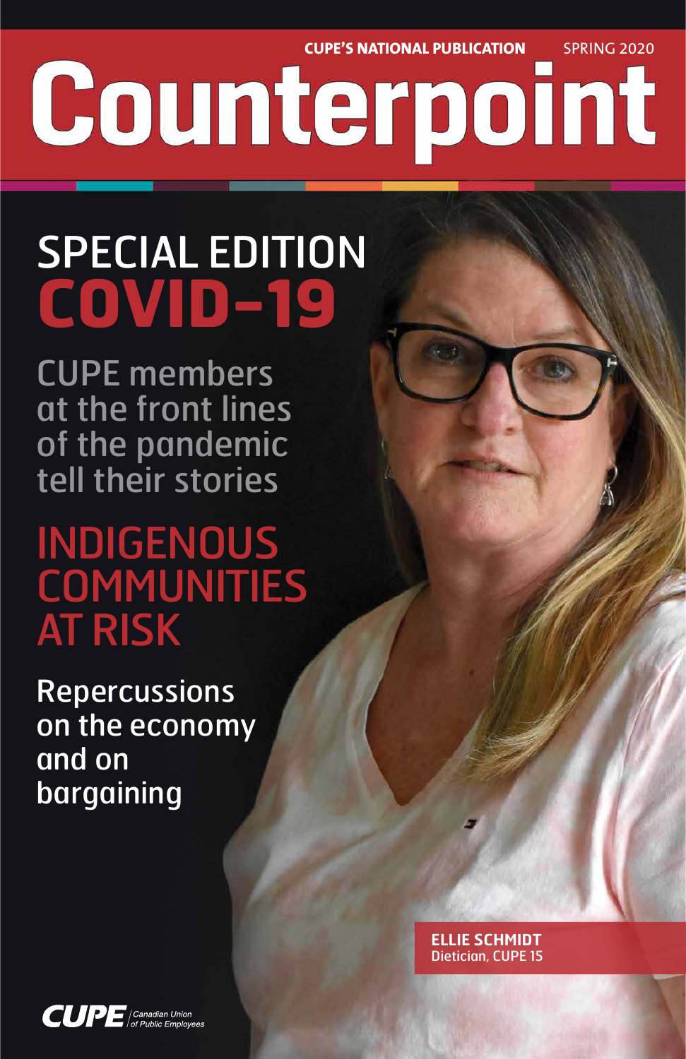CUPE'S NATIONAL PUBLICATION SPRING 2020

# Counterpoint

## SPECIAL EDITION COVID-19

CUPE members at the front lines of the pandemic tell their stories

## INDIGENOUS COMMUNITIES AT RISK

Repercussions on the economy and on bargaining

**ELLIE SCHMIDT**
Dietician, CUPE 15

CUPE | Canadian Union of Public Employees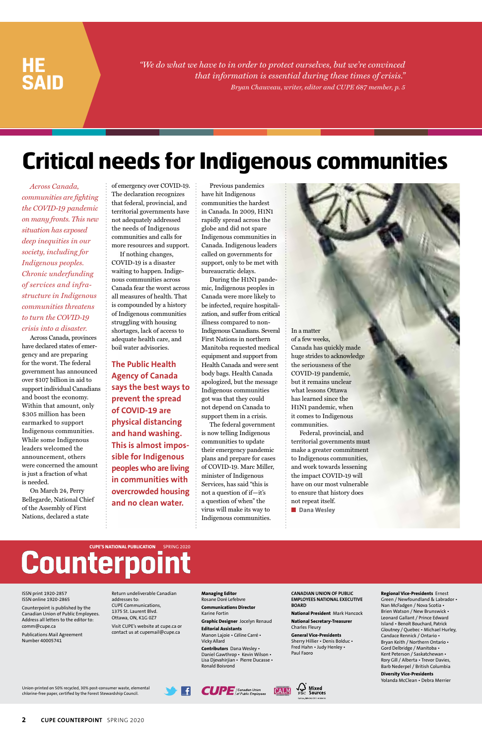**HE SAID**

*"We do what we have to in order to protect ourselves, but we're convinced that information is essential during these times of crisis."*
*Bryan Chauveau, writer, editor and CUPE 687 member, p. 5*

# Critical needs for Indigenous communities

*Across Canada, communities are fighting the COVID-19 pandemic on many fronts. This new situation has exposed deep inequities in our society, including for Indigenous peoples. Chronic underfunding of services and infrastructure in Indigenous communities threatens to turn the COVID-19 crisis into a disaster.*

Across Canada, provinces have declared states of emergency and are preparing for the worst. The federal government has announced over $107 billion in aid to support individual Canadians and boost the economy. Within that amount, only $305 million has been earmarked to support Indigenous communities. While some Indigenous leaders welcomed the announcement, others were concerned the amount is just a fraction of what is needed.

On March 24, Perry Bellegarde, National Chief of the Assembly of First Nations, declared a state of emergency over COVID-19. The declaration recognizes that federal, provincial, and territorial governments have not adequately addressed the needs of Indigenous communities and calls for more resources and support.

If nothing changes, COVID-19 is a disaster waiting to happen. Indigenous communities across Canada fear the worst across all measures of health. That is compounded by a history of Indigenous communities struggling with housing shortages, lack of access to adequate health care, and boil water advisories.

**The Public Health Agency of Canada says the best ways to prevent the spread of COVID-19 are physical distancing and hand washing. This is almost impossible for Indigenous peoples who are living in communities with overcrowded housing and no clean water.**

Previous pandemics have hit Indigenous communities the hardest in Canada. In 2009, H1N1 rapidly spread across the globe and did not spare Indigenous communities in Canada. Indigenous leaders called on governments for support, only to be met with bureaucratic delays.

During the H1N1 pandemic, Indigenous peoples in Canada were more likely to be infected, require hospitalization, and suffer from critical illness compared to non-Indigenous Canadians. Several First Nations in northern Manitoba requested medical equipment and support from Health Canada and were sent body bags. Health Canada apologized, but the message Indigenous communities got was that they could not depend on Canada to support them in a crisis.

The federal government is now telling Indigenous communities to update their emergency pandemic plans and prepare for cases of COVID-19. Marc Miller, minister of Indigenous Services, has said "this is not a question of if—it's a question of when" the virus will make its way to Indigenous communities.

In a matter of a few weeks, Canada has quickly made huge strides to acknowledge the seriousness of the COVID-19 pandemic, but it remains unclear what lessons Ottawa has learned since the H1N1 pandemic, when it comes to Indigenous communities.

Federal, provincial, and territorial governments must make a greater commitment to Indigenous communities, and work towards lessening the impact COVID-19 will have on our most vulnerable to ensure that history does not repeat itself.

■ **Dana Wesley**

---

**CUPE'S NATIONAL PUBLICATION** SPRING 2020

# Counterpoint

ISSN print 1920-2857
ISSN online 1920-2865

Counterpoint is published by the Canadian Union of Public Employees. Address all letters to the editor to: comm@cupe.ca

Publications Mail Agreement Number 40005741

Return undeliverable Canadian addresses to:
CUPE Communications,
1375 St. Laurent Blvd.
Ottawa, ON, K1G 0Z7

Visit CUPE's website at cupe.ca or contact us at cupemail@cupe.ca

**Managing Editor** Rosane Doré Lefebvre

**Communications Director** Karine Fortin

**Graphic Designer** Jocelyn Renaud

**Editorial Assistants** Manon Lajoie • Céline Carré • Vicky Allard

**Contributors** Dana Wesley • Daniel Gawthrop • Kevin Wilson • Lisa Djevahirjian • Pierre Ducasse • Ronald Boisrond

**CANADIAN UNION OF PUBLIC EMPLOYEES NATIONAL EXECUTIVE BOARD**

**National President** Mark Hancock

**National Secretary-Treasurer** Charles Fleury

**General Vice-Presidents** Sherry Hillier • Denis Bolduc • Fred Hahn • Judy Henley • Paul Faoro

**Regional Vice-Presidents** Ernest Green / Newfoundland & Labrador • Nan McFadgen / Nova Scotia • Brien Watson / New Brunswick • Leonard Gallant / Prince Edward Island • Benoît Bouchard, Patrick Gloutney / Quebec • Michael Hurley, Candace Rennick / Ontario • Bryan Keith / Northern Ontario • Gord Delbridge / Manitoba • Kent Peterson / Saskatchewan • Rory Gill / Alberta • Trevor Davies, Barb Nederpel / British Columbia

**Diversity Vice-Presidents** Yolanda McClean • Debra Merrier

Union-printed on 50% recycled, 30% post-consumer waste, elemental chlorine-free paper, certified by the Forest Stewardship Council.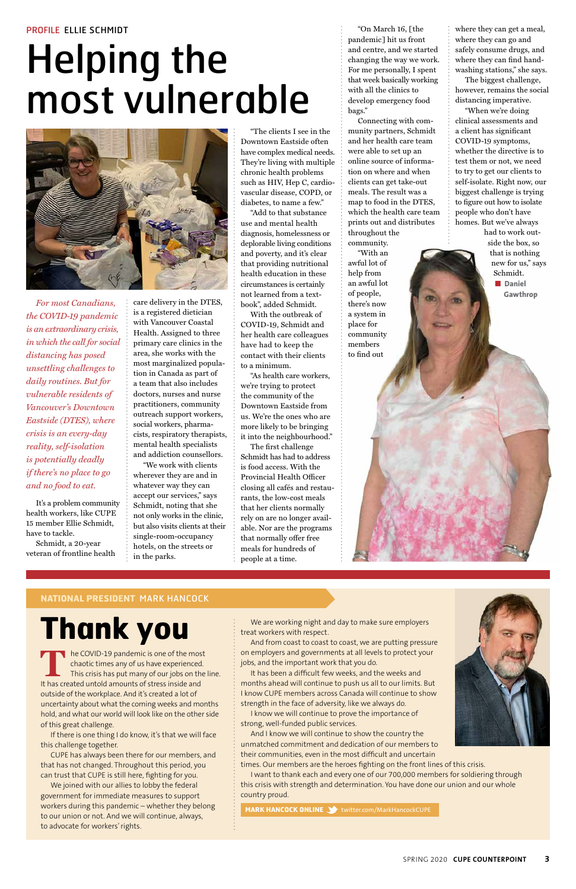PROFILE ELLIE SCHMIDT

# Helping the most vulnerable

*For most Canadians, the COVID-19 pandemic is an extraordinary crisis, in which the call for social distancing has posed unsettling challenges to daily routines. But for vulnerable residents of Vancouver's Downtown Eastside (DTES), where crisis is an every-day reality, self-isolation is potentially deadly if there's no place to go and no food to eat.*

It's a problem community health workers, like CUPE 15 member Ellie Schmidt, have to tackle.

Schmidt, a 20-year veteran of frontline health care delivery in the DTES, is a registered dietician with Vancouver Coastal Health. Assigned to three primary care clinics in the area, she works with the most marginalized population in Canada as part of a team that also includes doctors, nurses and nurse practitioners, community outreach support workers, social workers, pharmacists, respiratory therapists, mental health specialists and addiction counsellors.

"We work with clients wherever they are and in whatever way they can accept our services," says Schmidt, noting that she not only works in the clinic, but also visits clients at their single-room-occupancy hotels, on the streets or in the parks.

"The clients I see in the Downtown Eastside often have complex medical needs. They're living with multiple chronic health problems such as HIV, Hep C, cardiovascular disease, COPD, or diabetes, to name a few."

"Add to that substance use and mental health diagnosis, homelessness or deplorable living conditions and poverty, and it's clear that providing nutritional health education in these circumstances is certainly not learned from a textbook", added Schmidt.

With the outbreak of COVID-19, Schmidt and her health care colleagues have had to keep the contact with their clients to a minimum.

"As health care workers, we're trying to protect the community of the Downtown Eastside from us. We're the ones who are more likely to be bringing it into the neighbourhood."

The first challenge Schmidt has had to address is food access. With the Provincial Health Officer closing all cafés and restaurants, the low-cost meals that her clients normally rely on are no longer available. Nor are the programs that normally offer free meals for hundreds of people at a time.

"On March 16, [the pandemic] hit us front and centre, and we started changing the way we work. For me personally, I spent that week basically working with all the clinics to develop emergency food bags."

Connecting with community partners, Schmidt and her health care team were able to set up an online source of information on where and when clients can get take-out meals. The result was a map to food in the DTES, which the health care team prints out and distributes throughout the community.

"With an awful lot of help from an awful lot of people, there's now a system in place for community members to find out where they can get a meal, where they can go and safely consume drugs, and where they can find hand-washing stations," she says.

The biggest challenge, however, remains the social distancing imperative.

"When we're doing clinical assessments and a client has significant COVID-19 symptoms, whether the directive is to test them or not, we need to try to get our clients to self-isolate. Right now, our biggest challenge is trying to figure out how to isolate people who don't have homes. But we've always had to work outside the box, so that is nothing new for us," says Schmidt.

**Daniel Gawthrop**

---

NATIONAL PRESIDENT MARK HANCOCK

# Thank you

The COVID-19 pandemic is one of the most chaotic times any of us have experienced. This crisis has put many of our jobs on the line. It has created untold amounts of stress inside and outside of the workplace. And it's created a lot of uncertainty about what the coming weeks and months hold, and what our world will look like on the other side of this great challenge.

If there is one thing I do know, it's that we will face this challenge together.

CUPE has always been there for our members, and that has not changed. Throughout this period, you can trust that CUPE is still here, fighting for you.

We joined with our allies to lobby the federal government for immediate measures to support workers during this pandemic – whether they belong to our union or not. And we will continue, always, to advocate for workers' rights.

We are working night and day to make sure employers treat workers with respect.

And from coast to coast to coast, we are putting pressure on employers and governments at all levels to protect your jobs, and the important work that you do.

It has been a difficult few weeks, and the weeks and months ahead will continue to push us all to our limits. But I know CUPE members across Canada will continue to show strength in the face of adversity, like we always do.

I know we will continue to prove the importance of strong, well-funded public services.

And I know we will continue to show the country the unmatched commitment and dedication of our members to their communities, even in the most difficult and uncertain times. Our members are the heroes fighting on the front lines of this crisis.

I want to thank each and every one of our 700,000 members for soldiering through this crisis with strength and determination. You have done our union and our whole country proud.

**MARK HANCOCK ONLINE** twitter.com/MarkHancockCUPE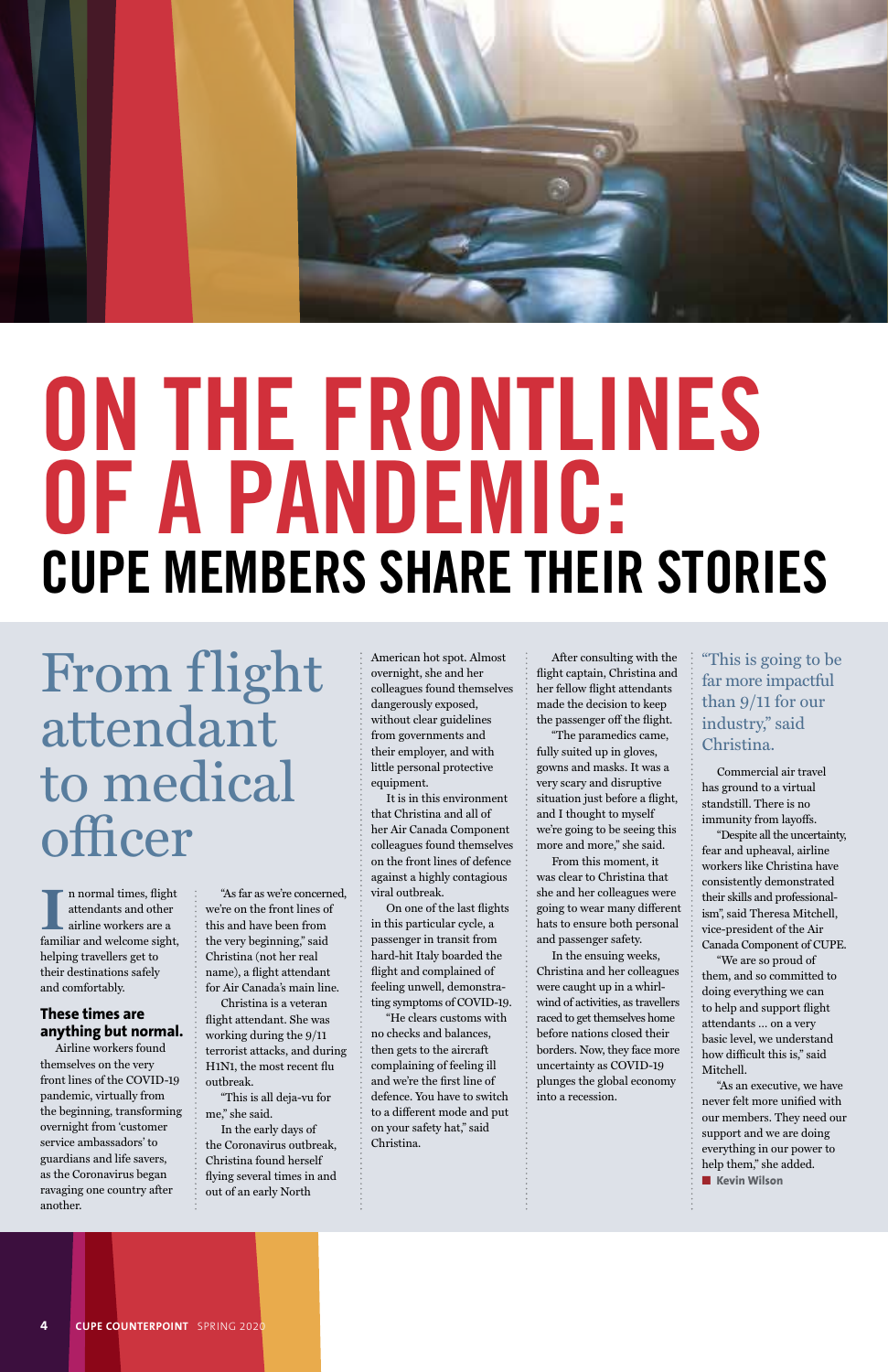# ON THE FRONTLINES OF A PANDEMIC:

## CUPE MEMBERS SHARE THEIR STORIES

## From flight attendant to medical officer

In normal times, flight attendants and other airline workers are a familiar and welcome sight, helping travellers get to their destinations safely and comfortably.

**These times are anything but normal.**

Airline workers found themselves on the very front lines of the COVID-19 pandemic, virtually from the beginning, transforming overnight from 'customer service ambassadors' to guardians and life savers, as the Coronavirus began ravaging one country after another.

"As far as we're concerned, we're on the front lines of this and have been from the very beginning," said Christina (not her real name), a flight attendant for Air Canada's main line.

Christina is a veteran flight attendant. She was working during the 9/11 terrorist attacks, and during H1N1, the most recent flu outbreak.

"This is all deja-vu for me," she said.

In the early days of the Coronavirus outbreak, Christina found herself flying several times in and out of an early North American hot spot. Almost overnight, she and her colleagues found themselves dangerously exposed, without clear guidelines from governments and their employer, and with little personal protective equipment.

It is in this environment that Christina and all of her Air Canada Component colleagues found themselves on the front lines of defence against a highly contagious viral outbreak.

On one of the last flights in this particular cycle, a passenger in transit from hard-hit Italy boarded the flight and complained of feeling unwell, demonstrating symptoms of COVID-19.

"He clears customs with no checks and balances, then gets to the aircraft complaining of feeling ill and we're the first line of defence. You have to switch to a different mode and put on your safety hat," said Christina.

After consulting with the flight captain, Christina and her fellow flight attendants made the decision to keep the passenger off the flight.

"The paramedics came, fully suited up in gloves, gowns and masks. It was a very scary and disruptive situation just before a flight, and I thought to myself we're going to be seeing this more and more," she said.

From this moment, it was clear to Christina that she and her colleagues were going to wear many different hats to ensure both personal and passenger safety.

In the ensuing weeks, Christina and her colleagues were caught up in a whirlwind of activities, as travellers raced to get themselves home before nations closed their borders. Now, they face more uncertainty as COVID-19 plunges the global economy into a recession.

> "This is going to be far more impactful than 9/11 for our industry," said Christina.

Commercial air travel has ground to a virtual standstill. There is no immunity from layoffs.

"Despite all the uncertainty, fear and upheaval, airline workers like Christina have consistently demonstrated their skills and professionalism", said Theresa Mitchell, vice-president of the Air Canada Component of CUPE.

"We are so proud of them, and so committed to doing everything we can to help and support flight attendants … on a very basic level, we understand how difficult this is," said Mitchell.

"As an executive, we have never felt more unified with our members. They need our support and we are doing everything in our power to help them," she added.

■ **Kevin Wilson**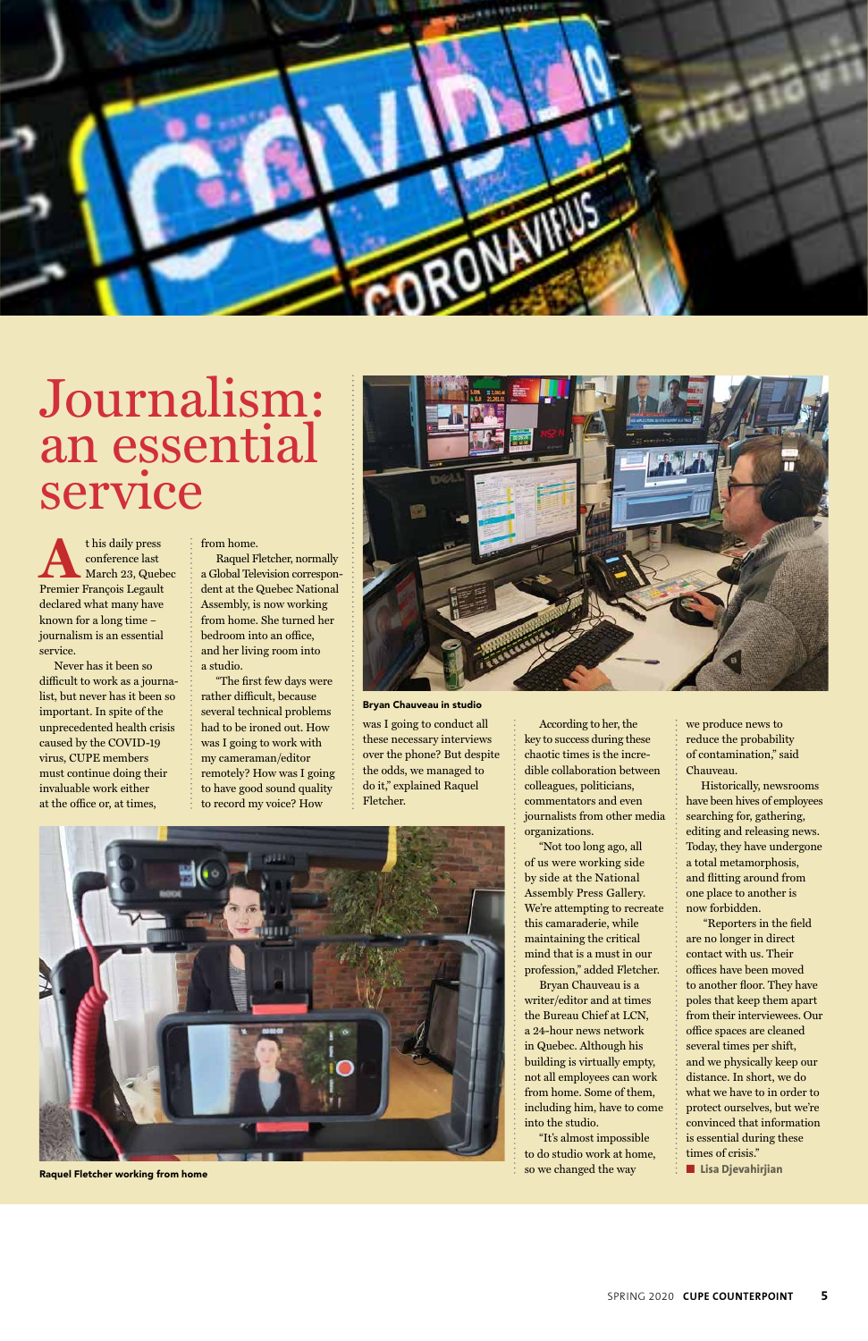# Journalism: an essential service

At this daily press conference last March 23, Quebec Premier François Legault declared what many have known for a long time – journalism is an essential service.

Never has it been so difficult to work as a journalist, but never has it been so important. In spite of the unprecedented health crisis caused by the COVID-19 virus, CUPE members must continue doing their invaluable work either at the office or, at times, from home.

Raquel Fletcher, normally a Global Television correspondent at the Quebec National Assembly, is now working from home. She turned her bedroom into an office, and her living room into a studio.

"The first few days were rather difficult, because several technical problems had to be ironed out. How was I going to work with my cameraman/editor remotely? How was I going to have good sound quality to record my voice? How was I going to conduct all these necessary interviews over the phone? But despite the odds, we managed to do it," explained Raquel Fletcher.

According to her, the key to success during these chaotic times is the incredible collaboration between colleagues, politicians, commentators and even journalists from other media organizations.

"Not too long ago, all of us were working side by side at the National Assembly Press Gallery. We're attempting to recreate this camaraderie, while maintaining the critical mind that is a must in our profession," added Fletcher.

Bryan Chauveau is a writer/editor and at times the Bureau Chief at LCN, a 24-hour news network in Quebec. Although his building is virtually empty, not all employees can work from home. Some of them, including him, have to come into the studio.

"It's almost impossible to do studio work at home, so we changed the way we produce news to reduce the probability of contamination," said Chauveau.

Historically, newsrooms have been hives of employees searching for, gathering, editing and releasing news. Today, they have undergone a total metamorphosis, and flitting around from one place to another is now forbidden.

"Reporters in the field are no longer in direct contact with us. Their offices have been moved to another floor. They have poles that keep them apart from their interviewees. Our office spaces are cleaned several times per shift, and we physically keep our distance. In short, we do what we have to in order to protect ourselves, but we're convinced that information is essential during these times of crisis."

■ **Lisa Djevahirdjian**

**Bryan Chauveau in studio**

**Raquel Fletcher working from home**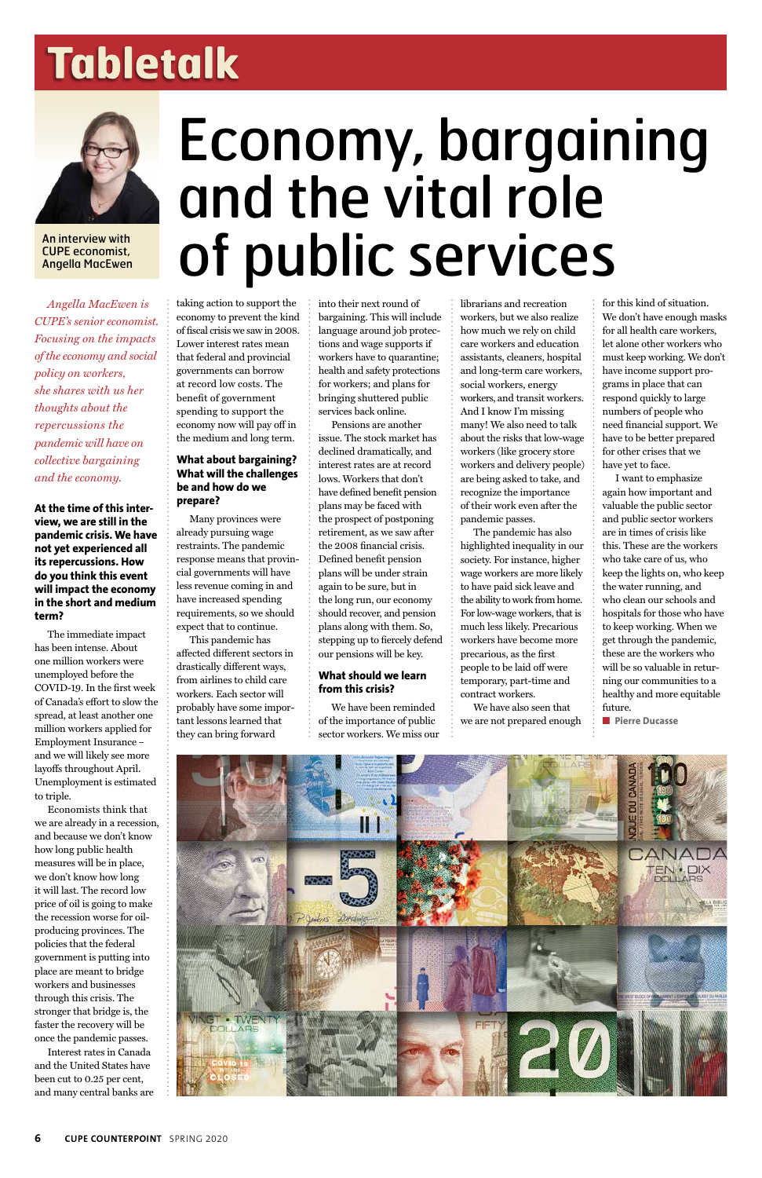# Tabletalk

An interview with CUPE economist, Angella MacEwen

# Economy, bargaining and the vital role of public services

*Angella MacEwen is CUPE's senior economist. Focusing on the impacts of the economy and social policy on workers, she shares with us her thoughts about the repercussions the pandemic will have on collective bargaining and the economy.*

**At the time of this interview, we are still in the pandemic crisis. We have not yet experienced all its repercussions. How do you think this event will impact the economy in the short and medium term?**

The immediate impact has been intense. About one million workers were unemployed before the COVID-19. In the first week of Canada's effort to slow the spread, at least another one million workers applied for Employment Insurance – and we will likely see more layoffs throughout April. Unemployment is estimated to triple.

Economists think that we are already in a recession, and because we don't know how long public health measures will be in place, we don't know how long it will last. The record low price of oil is going to make the recession worse for oil-producing provinces. The policies that the federal government is putting into place are meant to bridge workers and businesses through this crisis. The stronger that bridge is, the faster the recovery will be once the pandemic passes.

Interest rates in Canada and the United States have been cut to 0.25 per cent, and many central banks are taking action to support the economy to prevent the kind of fiscal crisis we saw in 2008. Lower interest rates mean that federal and provincial governments can borrow at record low costs. The benefit of government spending to support the economy now will pay off in the medium and long term.

**What about bargaining? What will the challenges be and how do we prepare?**

Many provinces were already pursuing wage restraints. The pandemic response means that provincial governments will have less revenue coming in and have increased spending requirements, so we should expect that to continue.

This pandemic has affected different sectors in drastically different ways, from airlines to child care workers. Each sector will probably have some important lessons learned that they can bring forward into their next round of bargaining. This will include language around job protections and wage supports if workers have to quarantine; health and safety protections for workers; and plans for bringing shuttered public services back online.

Pensions are another issue. The stock market has declined dramatically, and interest rates are at record lows. Workers that don't have defined benefit pension plans may be faced with the prospect of postponing retirement, as we saw after the 2008 financial crisis. Defined benefit pension plans will be under strain again to be sure, but in the long run, our economy should recover, and pension plans along with them. So, stepping up to fiercely defend our pensions will be key.

**What should we learn from this crisis?**

We have been reminded of the importance of public sector workers. We miss our librarians and recreation workers, but we also realize how much we rely on child care workers and education assistants, cleaners, hospital and long-term care workers, social workers, energy workers, and transit workers. And I know I'm missing many! We also need to talk about the risks that low-wage workers (like grocery store workers and delivery people) are being asked to take, and recognize the importance of their work even after the pandemic passes.

The pandemic has also highlighted inequality in our society. For instance, higher wage workers are more likely to have paid sick leave and the ability to work from home. For low-wage workers, that is much less likely. Precarious workers have become more precarious, as the first people to be laid off were temporary, part-time and contract workers.

We have also seen that we are not prepared enough for this kind of situation. We don't have enough masks for all health care workers, let alone other workers who must keep working. We don't have income support programs in place that can respond quickly to large numbers of people who need financial support. We have to be better prepared for other crises that we have yet to face.

I want to emphasize again how important and valuable the public sector and public sector workers are in times of crisis like this. These are the workers who take care of us, who keep the lights on, who keep the water running, and who clean our schools and hospitals for those who have to keep working. When we get through the pandemic, these are the workers who will be so valuable in returning our communities to a healthy and more equitable future.

■ Pierre Ducasse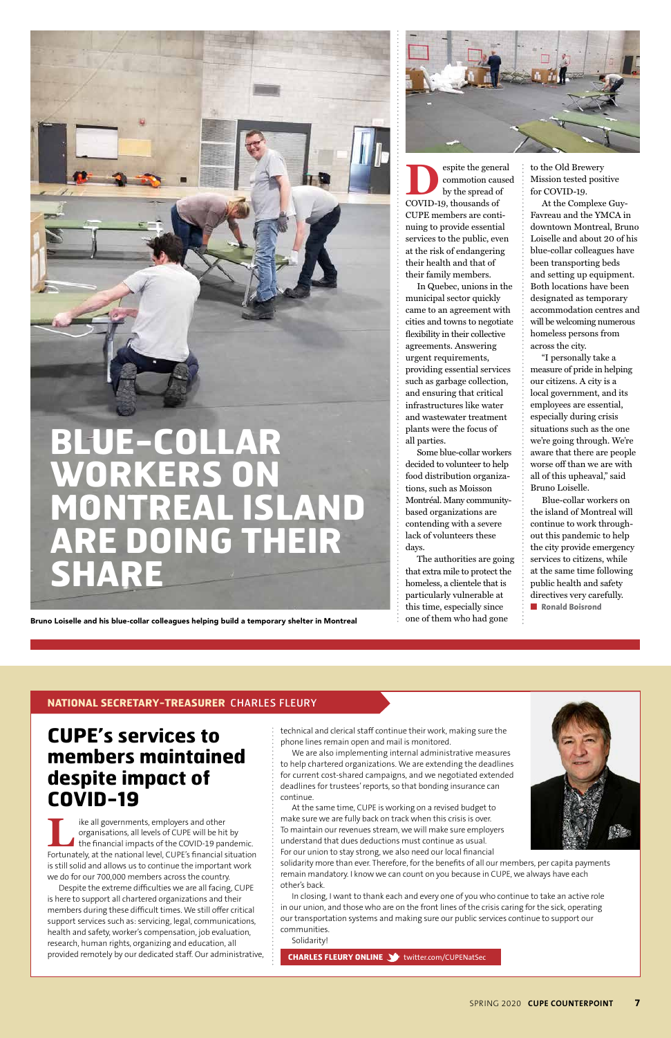# BLUE-COLLAR WORKERS ON MONTREAL ISLAND ARE DOING THEIR SHARE

Bruno Loiselle and his blue-collar colleagues helping build a temporary shelter in Montreal

Despite the general commotion caused by the spread of COVID-19, thousands of CUPE members are continuing to provide essential services to the public, even at the risk of endangering their health and that of their family members.

In Quebec, unions in the municipal sector quickly came to an agreement with cities and towns to negotiate flexibility in their collective agreements. Answering urgent requirements, providing essential services such as garbage collection, and ensuring that critical infrastructures like water and wastewater treatment plants were the focus of all parties.

Some blue-collar workers decided to volunteer to help food distribution organizations, such as Moisson Montréal. Many community-based organizations are contending with a severe lack of volunteers these days.

The authorities are going that extra mile to protect the homeless, a clientele that is particularly vulnerable at this time, especially since one of them who had gone to the Old Brewery Mission tested positive for COVID-19.

At the Complexe Guy-Favreau and the YMCA in downtown Montreal, Bruno Loiselle and about 20 of his blue-collar colleagues have been transporting beds and setting up equipment. Both locations have been designated as temporary accommodation centres and will be welcoming numerous homeless persons from across the city.

"I personally take a measure of pride in helping our citizens. A city is a local government, and its employees are essential, especially during crisis situations such as the one we're going through. We're aware that there are people worse off than we are with all of this upheaval," said Bruno Loiselle.

Blue-collar workers on the island of Montreal will continue to work throughout this pandemic to help the city provide emergency services to citizens, while at the same time following public health and safety directives very carefully.

■ **Ronald Boisrond**

---

**NATIONAL SECRETARY-TREASURER** CHARLES FLEURY

## CUPE's services to members maintained despite impact of COVID-19

Like all governments, employers and other organisations, all levels of CUPE will be hit by the financial impacts of the COVID-19 pandemic. Fortunately, at the national level, CUPE's financial situation is still solid and allows us to continue the important work we do for our 700,000 members across the country.

Despite the extreme difficulties we are all facing, CUPE is here to support all chartered organizations and their members during these difficult times. We still offer critical support services such as: servicing, legal, communications, health and safety, worker's compensation, job evaluation, research, human rights, organizing and education, all provided remotely by our dedicated staff. Our administrative, technical and clerical staff continue their work, making sure the phone lines remain open and mail is monitored.

We are also implementing internal administrative measures to help chartered organizations. We are extending the deadlines for current cost-shared campaigns, and we negotiated extended deadlines for trustees' reports, so that bonding insurance can continue.

At the same time, CUPE is working on a revised budget to make sure we are fully back on track when this crisis is over. To maintain our revenues stream, we will make sure employers understand that dues deductions must continue as usual. For our union to stay strong, we also need our local financial solidarity more than ever. Therefore, for the benefits of all our members, per capita payments remain mandatory. I know we can count on you because in CUPE, we always have each other's back.

In closing, I want to thank each and every one of you who continue to take an active role in our union, and those who are on the front lines of the crisis caring for the sick, operating our transportation systems and making sure our public services continue to support our communities.

Solidarity!

**CHARLES FLEURY ONLINE** twitter.com/CUPENatSec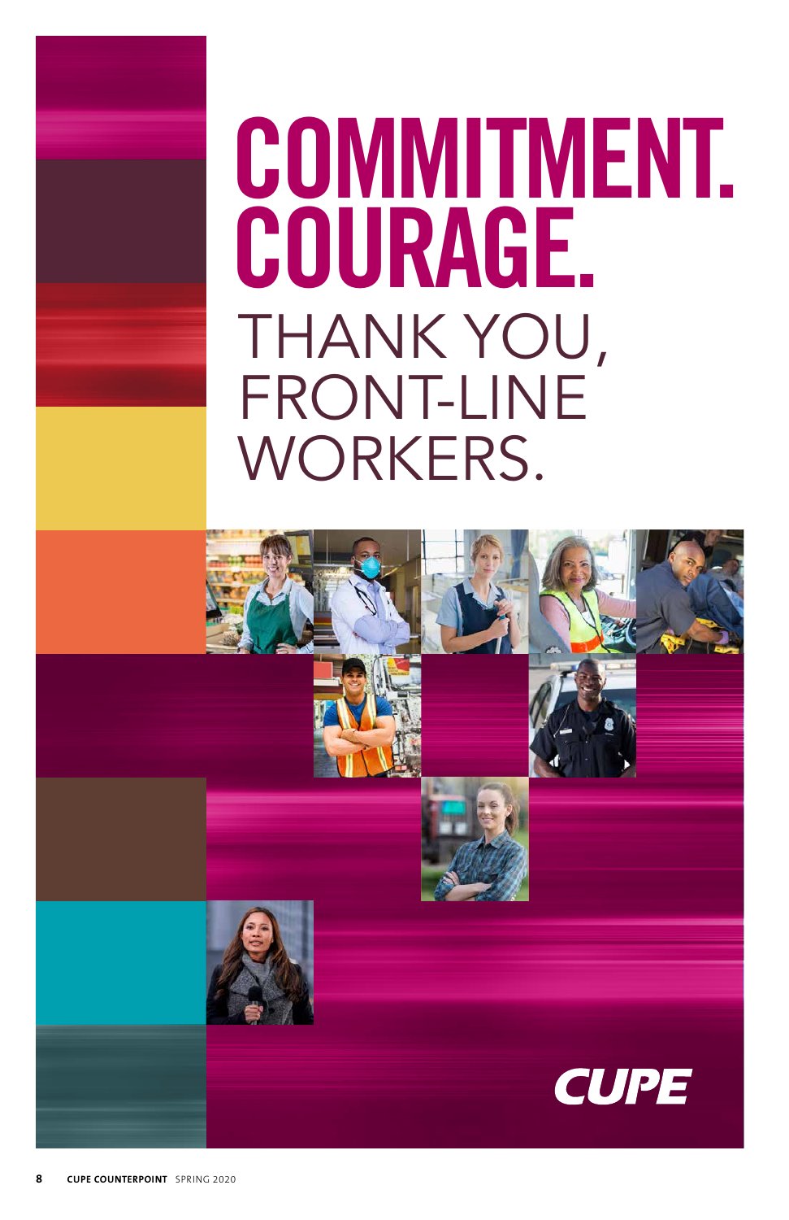# COMMITMENT. COURAGE.

THANK YOU, FRONT-LINE WORKERS.

CUPE